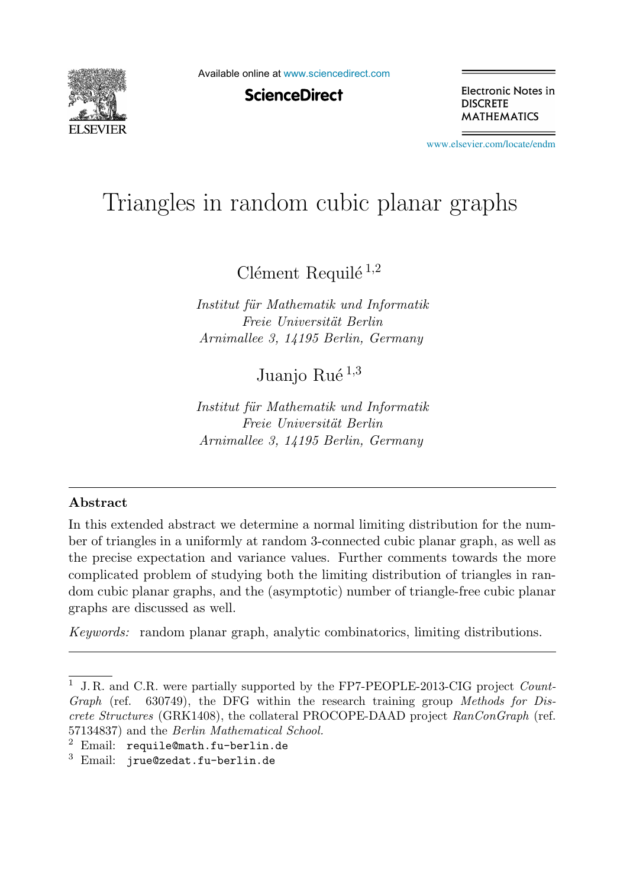# Triangles in random cubic planar graphs

Clément Requilé [1,2]

*Institut für Mathematik und Informatik*
*Freie Universität Berlin*
*Arnimallee 3, 14195 Berlin, Germany*

Juanjo Rué [1,3]

*Institut für Mathematik und Informatik*
*Freie Universität Berlin*
*Arnimallee 3, 14195 Berlin, Germany*

---

## Abstract

In this extended abstract we determine a normal limiting distribution for the number of triangles in a uniformly at random 3-connected cubic planar graph, as well as the precise expectation and variance values. Further comments towards the more complicated problem of studying both the limiting distribution of triangles in random cubic planar graphs, and the (asymptotic) number of triangle-free cubic planar graphs are discussed as well.

*Keywords:* random planar graph, analytic combinatorics, limiting distributions.

---

[1] J.R. and C.R. were partially supported by the FP7-PEOPLE-2013-CIG project *CountGraph* (ref. 630749), the DFG within the research training group *Methods for Discrete Structures* (GRK1408), the collateral PROCOPE-DAAD project *RanConGraph* (ref. 57134837) and the *Berlin Mathematical School*.

[2] Email: `requile@math.fu-berlin.de`

[3] Email: `jrue@zedat.fu-berlin.de`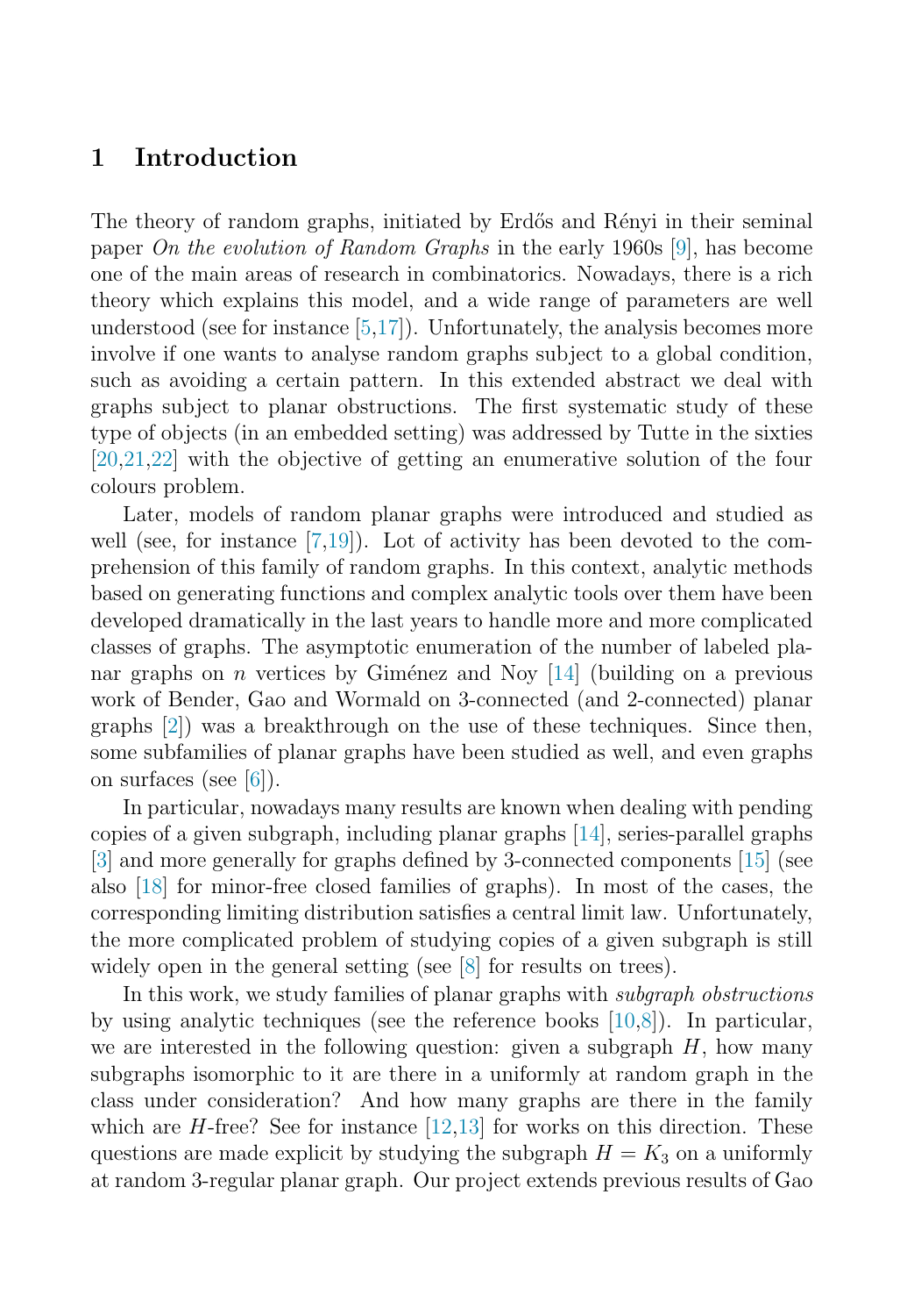## 1 Introduction

The theory of random graphs, initiated by Erdős and Rényi in their seminal paper *On the evolution of Random Graphs* in the early 1960s [9], has become one of the main areas of research in combinatorics. Nowadays, there is a rich theory which explains this model, and a wide range of parameters are well understood (see for instance [5,17]). Unfortunately, the analysis becomes more involve if one wants to analyse random graphs subject to a global condition, such as avoiding a certain pattern. In this extended abstract we deal with graphs subject to planar obstructions. The first systematic study of these type of objects (in an embedded setting) was addressed by Tutte in the sixties [20,21,22] with the objective of getting an enumerative solution of the four colours problem.

Later, models of random planar graphs were introduced and studied as well (see, for instance [7,19]). Lot of activity has been devoted to the comprehension of this family of random graphs. In this context, analytic methods based on generating functions and complex analytic tools over them have been developed dramatically in the last years to handle more and more complicated classes of graphs. The asymptotic enumeration of the number of labeled planar graphs on $n$ vertices by Giménez and Noy [14] (building on a previous work of Bender, Gao and Wormald on 3-connected (and 2-connected) planar graphs [2]) was a breakthrough on the use of these techniques. Since then, some subfamilies of planar graphs have been studied as well, and even graphs on surfaces (see [6]).

In particular, nowadays many results are known when dealing with pending copies of a given subgraph, including planar graphs [14], series-parallel graphs [3] and more generally for graphs defined by 3-connected components [15] (see also [18] for minor-free closed families of graphs). In most of the cases, the corresponding limiting distribution satisfies a central limit law. Unfortunately, the more complicated problem of studying copies of a given subgraph is still widely open in the general setting (see [8] for results on trees).

In this work, we study families of planar graphs with *subgraph obstructions* by using analytic techniques (see the reference books [10,8]). In particular, we are interested in the following question: given a subgraph $H$, how many subgraphs isomorphic to it are there in a uniformly at random graph in the class under consideration? And how many graphs are there in the family which are $H$-free? See for instance [12,13] for works on this direction. These questions are made explicit by studying the subgraph $H = K_3$ on a uniformly at random 3-regular planar graph. Our project extends previous results of Gao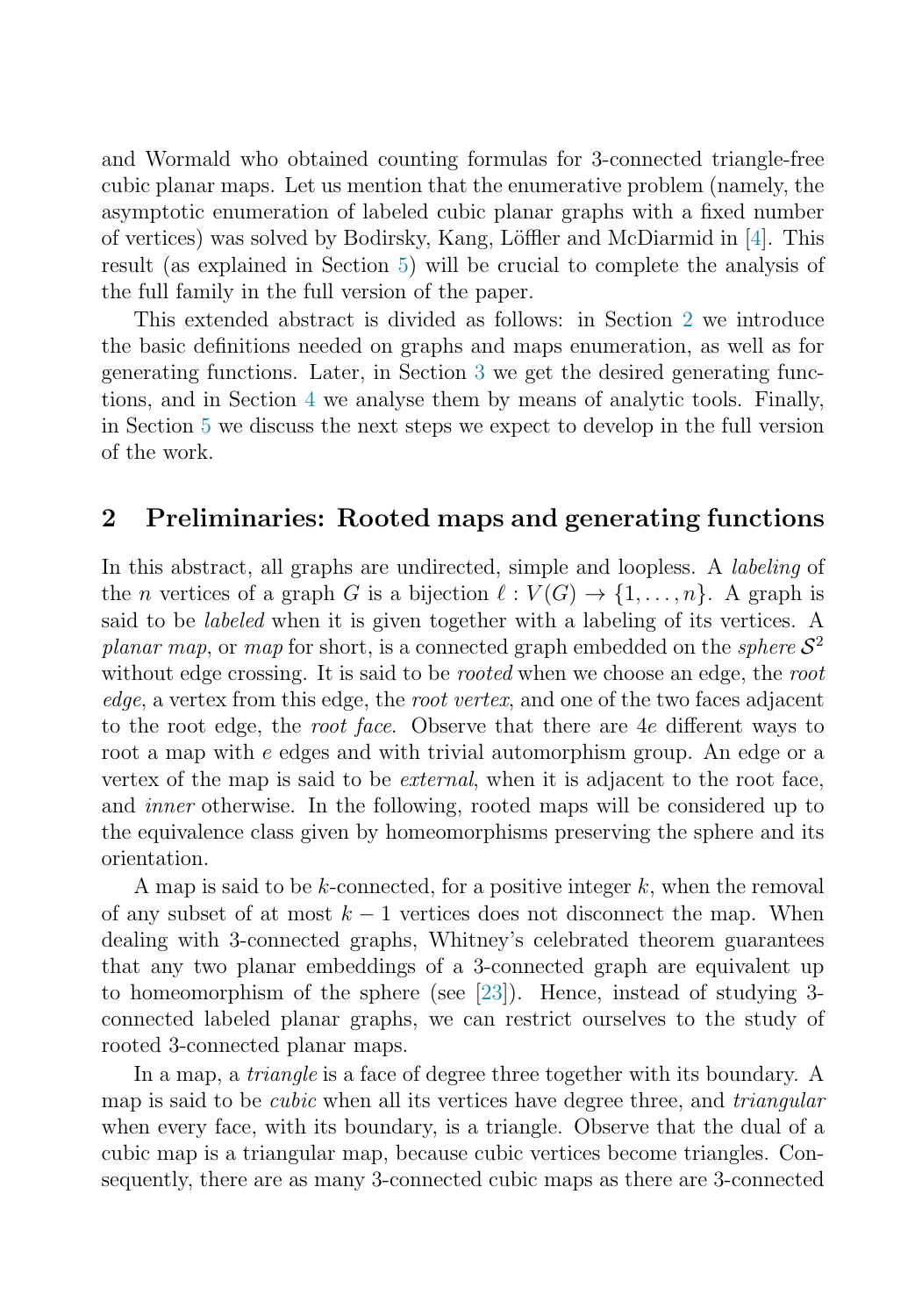and Wormald who obtained counting formulas for 3-connected triangle-free cubic planar maps. Let us mention that the enumerative problem (namely, the asymptotic enumeration of labeled cubic planar graphs with a fixed number of vertices) was solved by Bodirsky, Kang, Löffler and McDiarmid in [4]. This result (as explained in Section 5) will be crucial to complete the analysis of the full family in the full version of the paper.

This extended abstract is divided as follows: in Section 2 we introduce the basic definitions needed on graphs and maps enumeration, as well as for generating functions. Later, in Section 3 we get the desired generating functions, and in Section 4 we analyse them by means of analytic tools. Finally, in Section 5 we discuss the next steps we expect to develop in the full version of the work.

## 2 Preliminaries: Rooted maps and generating functions

In this abstract, all graphs are undirected, simple and loopless. A *labeling* of the $n$ vertices of a graph $G$ is a bijection $\ell : V(G) \to \{1, \ldots, n\}$. A graph is said to be *labeled* when it is given together with a labeling of its vertices. A *planar map*, or *map* for short, is a connected graph embedded on the *sphere* $\mathcal{S}^2$ without edge crossing. It is said to be *rooted* when we choose an edge, the *root edge*, a vertex from this edge, the *root vertex*, and one of the two faces adjacent to the root edge, the *root face*. Observe that there are $4e$ different ways to root a map with $e$ edges and with trivial automorphism group. An edge or a vertex of the map is said to be *external*, when it is adjacent to the root face, and *inner* otherwise. In the following, rooted maps will be considered up to the equivalence class given by homeomorphisms preserving the sphere and its orientation.

A map is said to be $k$-connected, for a positive integer $k$, when the removal of any subset of at most $k-1$ vertices does not disconnect the map. When dealing with 3-connected graphs, Whitney's celebrated theorem guarantees that any two planar embeddings of a 3-connected graph are equivalent up to homeomorphism of the sphere (see [23]). Hence, instead of studying 3-connected labeled planar graphs, we can restrict ourselves to the study of rooted 3-connected planar maps.

In a map, a *triangle* is a face of degree three together with its boundary. A map is said to be *cubic* when all its vertices have degree three, and *triangular* when every face, with its boundary, is a triangle. Observe that the dual of a cubic map is a triangular map, because cubic vertices become triangles. Consequently, there are as many 3-connected cubic maps as there are 3-connected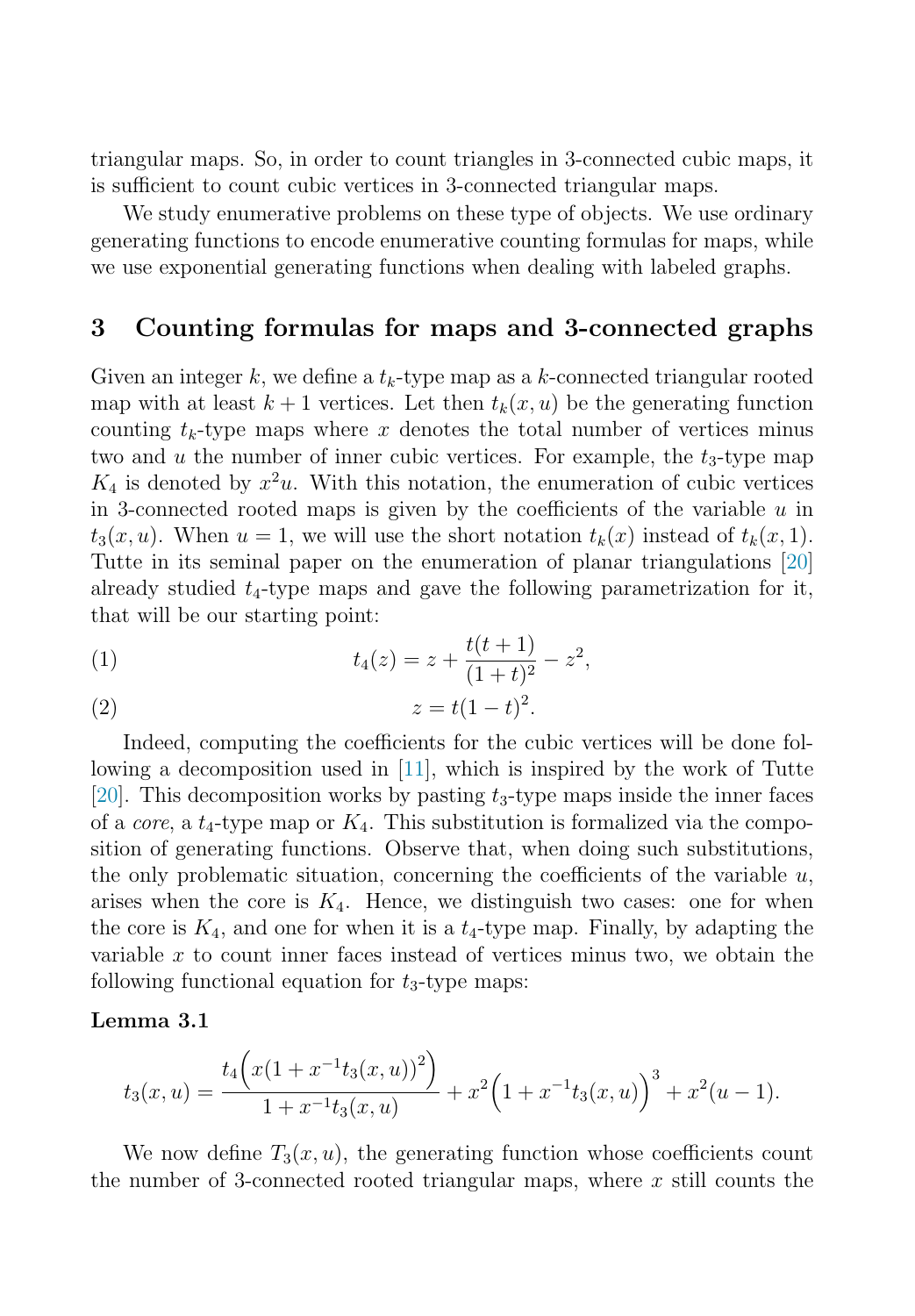triangular maps. So, in order to count triangles in 3-connected cubic maps, it is sufficient to count cubic vertices in 3-connected triangular maps.

We study enumerative problems on these type of objects. We use ordinary generating functions to encode enumerative counting formulas for maps, while we use exponential generating functions when dealing with labeled graphs.

## 3 Counting formulas for maps and 3-connected graphs

Given an integer $k$, we define a $t_k$-type map as a $k$-connected triangular rooted map with at least $k+1$ vertices. Let then $t_k(x,u)$ be the generating function counting $t_k$-type maps where $x$ denotes the total number of vertices minus two and $u$ the number of inner cubic vertices. For example, the $t_3$-type map $K_4$ is denoted by $x^2u$. With this notation, the enumeration of cubic vertices in 3-connected rooted maps is given by the coefficients of the variable $u$ in $t_3(x,u)$. When $u=1$, we will use the short notation $t_k(x)$ instead of $t_k(x,1)$. Tutte in its seminal paper on the enumeration of planar triangulations [20] already studied $t_4$-type maps and gave the following parametrization for it, that will be our starting point:

$$t_4(z) = z + \frac{t(t+1)}{(1+t)^2} - z^2, \tag{1}$$

$$z = t(1-t)^2. \tag{2}$$

Indeed, computing the coefficients for the cubic vertices will be done following a decomposition used in [11], which is inspired by the work of Tutte [20]. This decomposition works by pasting $t_3$-type maps inside the inner faces of a *core*, a $t_4$-type map or $K_4$. This substitution is formalized via the composition of generating functions. Observe that, when doing such substitutions, the only problematic situation, concerning the coefficients of the variable $u$, arises when the core is $K_4$. Hence, we distinguish two cases: one for when the core is $K_4$, and one for when it is a $t_4$-type map. Finally, by adapting the variable $x$ to count inner faces instead of vertices minus two, we obtain the following functional equation for $t_3$-type maps:

**Lemma 3.1**

$$t_3(x,u) = \frac{t_4\Big(x(1+x^{-1}t_3(x,u))^2\Big)}{1+x^{-1}t_3(x,u)} + x^2\Big(1+x^{-1}t_3(x,u)\Big)^3 + x^2(u-1).$$

We now define $T_3(x,u)$, the generating function whose coefficients count the number of 3-connected rooted triangular maps, where $x$ still counts the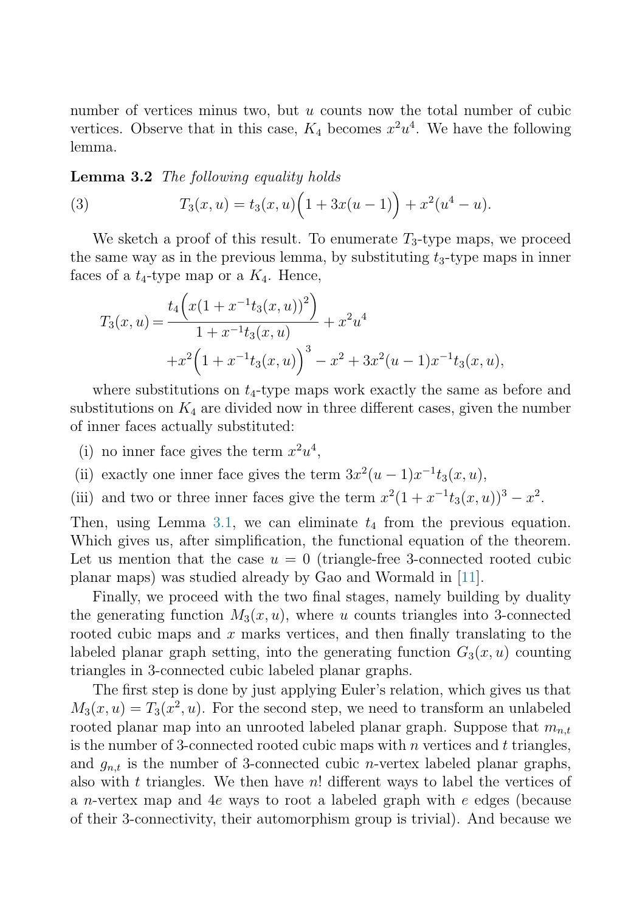number of vertices minus two, but $u$ counts now the total number of cubic vertices. Observe that in this case, $K_4$ becomes $x^2u^4$. We have the following lemma.

**Lemma 3.2** *The following equality holds*

$$T_3(x,u) = t_3(x,u)\Big(1 + 3x(u-1)\Big) + x^2(u^4 - u). \tag{3}$$

We sketch a proof of this result. To enumerate $T_3$-type maps, we proceed the same way as in the previous lemma, by substituting $t_3$-type maps in inner faces of a $t_4$-type map or a $K_4$. Hence,

$$\begin{aligned} T_3(x,u) = &\frac{t_4\Big(x(1+x^{-1}t_3(x,u))^2\Big)}{1+x^{-1}t_3(x,u)} + x^2u^4 \\ &+ x^2\Big(1+x^{-1}t_3(x,u)\Big)^3 - x^2 + 3x^2(u-1)x^{-1}t_3(x,u), \end{aligned}$$

where substitutions on $t_4$-type maps work exactly the same as before and substitutions on $K_4$ are divided now in three different cases, given the number of inner faces actually substituted:

(i) no inner face gives the term $x^2u^4$,

(ii) exactly one inner face gives the term $3x^2(u-1)x^{-1}t_3(x,u)$,

(iii) and two or three inner faces give the term $x^2(1+x^{-1}t_3(x,u))^3 - x^2$.

Then, using Lemma 3.1, we can eliminate $t_4$ from the previous equation. Which gives us, after simplification, the functional equation of the theorem. Let us mention that the case $u = 0$ (triangle-free 3-connected rooted cubic planar maps) was studied already by Gao and Wormald in [11].

Finally, we proceed with the two final stages, namely building by duality the generating function $M_3(x,u)$, where $u$ counts triangles into 3-connected rooted cubic maps and $x$ marks vertices, and then finally translating to the labeled planar graph setting, into the generating function $G_3(x,u)$ counting triangles in 3-connected cubic labeled planar graphs.

The first step is done by just applying Euler's relation, which gives us that $M_3(x,u) = T_3(x^2,u)$. For the second step, we need to transform an unlabeled rooted planar map into an unrooted labeled planar graph. Suppose that $m_{n,t}$ is the number of 3-connected rooted cubic maps with $n$ vertices and $t$ triangles, and $g_{n,t}$ is the number of 3-connected cubic $n$-vertex labeled planar graphs, also with $t$ triangles. We then have $n!$ different ways to label the vertices of a $n$-vertex map and $4e$ ways to root a labeled graph with $e$ edges (because of their 3-connectivity, their automorphism group is trivial). And because we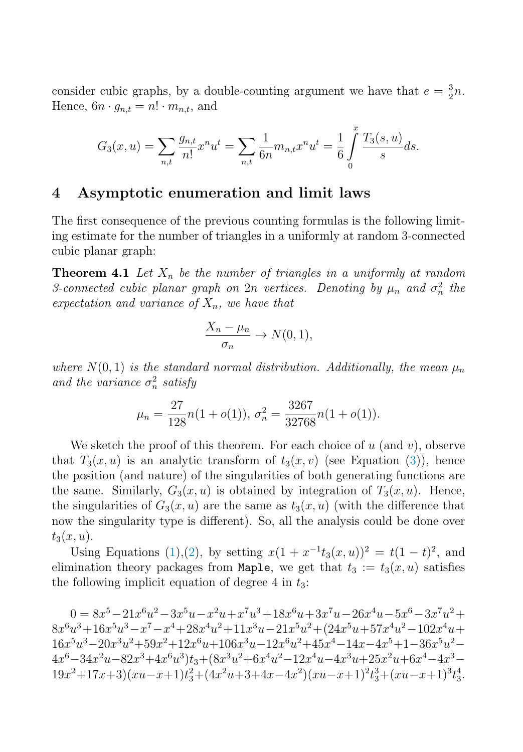consider cubic graphs, by a double-counting argument we have that $e = \frac{3}{2}n$. Hence, $6n \cdot g_{n,t} = n! \cdot m_{n,t}$, and

$$G_3(x,u) = \sum_{n,t} \frac{g_{n,t}}{n!} x^n u^t = \sum_{n,t} \frac{1}{6n} m_{n,t} x^n u^t = \frac{1}{6} \int_0^x \frac{T_3(s,u)}{s} ds.$$

## 4 Asymptotic enumeration and limit laws

The first consequence of the previous counting formulas is the following limiting estimate for the number of triangles in a uniformly at random 3-connected cubic planar graph:

**Theorem 4.1** *Let $X_n$ be the number of triangles in a uniformly at random 3-connected cubic planar graph on $2n$ vertices. Denoting by $\mu_n$ and $\sigma_n^2$ the expectation and variance of $X_n$, we have that*

$$\frac{X_n - \mu_n}{\sigma_n} \to N(0,1),$$

*where $N(0,1)$ is the standard normal distribution. Additionally, the mean $\mu_n$ and the variance $\sigma_n^2$ satisfy*

$$\mu_n = \frac{27}{128} n(1 + o(1)),\ \sigma_n^2 = \frac{3267}{32768} n(1 + o(1)).$$

We sketch the proof of this theorem. For each choice of $u$ (and $v$), observe that $T_3(x,u)$ is an analytic transform of $t_3(x,v)$ (see Equation (3)), hence the position (and nature) of the singularities of both generating functions are the same. Similarly, $G_3(x,u)$ is obtained by integration of $T_3(x,u)$. Hence, the singularities of $G_3(x,u)$ are the same as $t_3(x,u)$ (with the difference that now the singularity type is different). So, all the analysis could be done over $t_3(x,u)$.

Using Equations (1),(2), by setting $x(1 + x^{-1}t_3(x,u))^2 = t(1-t)^2$, and elimination theory packages from `Maple`, we get that $t_3 := t_3(x,u)$ satisfies the following implicit equation of degree 4 in $t_3$:

$$\begin{aligned}
0 = {} & 8x^5 - 21x^6u^2 - 3x^5u - x^2u + x^7u^3 + 18x^6u + 3x^7u - 26x^4u - 5x^6 - 3x^7u^2 + \\
& 8x^6u^3 + 16x^5u^3 - x^7 - x^4 + 28x^4u^2 + 11x^3u - 21x^5u^2 + (24x^5u + 57x^4u^2 - 102x^4u + \\
& 16x^5u^3 - 20x^3u^2 + 59x^2 + 12x^6u + 106x^3u - 12x^6u^2 + 45x^4 - 14x - 4x^5 + 1 - 36x^5u^2 - \\
& 4x^6 - 34x^2u - 82x^3 + 4x^6u^3)t_3 + (8x^3u^2 + 6x^4u^2 - 12x^4u - 4x^3u + 25x^2u + 6x^4 - 4x^3 - \\
& 19x^2 + 17x + 3)(xu - x + 1)t_3^2 + (4x^2u + 3 + 4x - 4x^2)(xu - x + 1)^2 t_3^3 + (xu - x + 1)^3 t_3^4.
\end{aligned}$$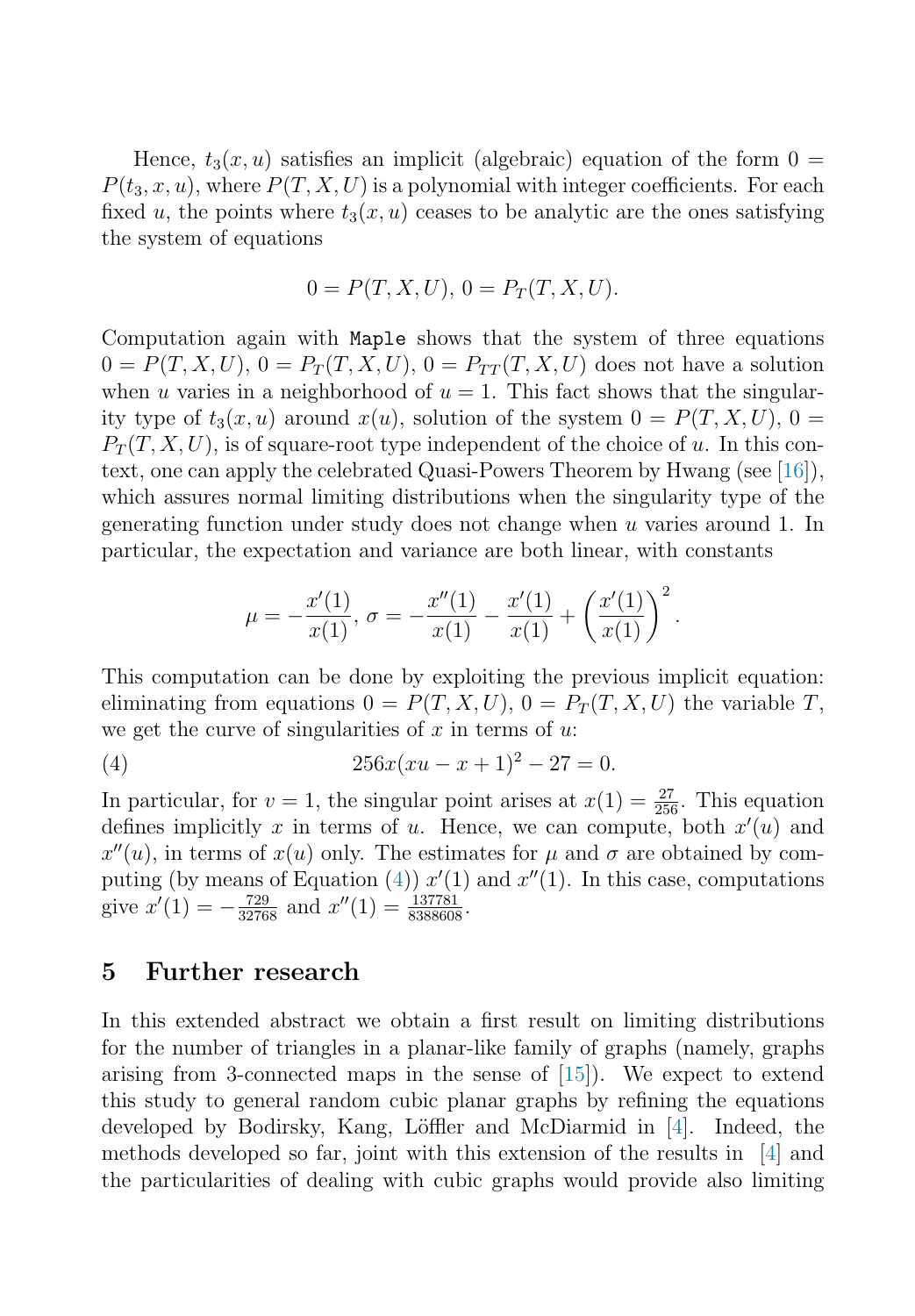Hence, $t_3(x, u)$ satisfies an implicit (algebraic) equation of the form $0 = P(t_3, x, u)$, where $P(T, X, U)$ is a polynomial with integer coefficients. For each fixed $u$, the points where $t_3(x, u)$ ceases to be analytic are the ones satisfying the system of equations

$$0 = P(T, X, U),\ 0 = P_T(T, X, U).$$

Computation again with `Maple` shows that the system of three equations $0 = P(T, X, U)$, $0 = P_T(T, X, U)$, $0 = P_{TT}(T, X, U)$ does not have a solution when $u$ varies in a neighborhood of $u = 1$. This fact shows that the singularity type of $t_3(x, u)$ around $x(u)$, solution of the system $0 = P(T, X, U)$, $0 = P_T(T, X, U)$, is of square-root type independent of the choice of $u$. In this context, one can apply the celebrated Quasi-Powers Theorem by Hwang (see [16]), which assures normal limiting distributions when the singularity type of the generating function under study does not change when $u$ varies around 1. In particular, the expectation and variance are both linear, with constants

$$\mu = -\frac{x'(1)}{x(1)},\ \sigma = -\frac{x''(1)}{x(1)} - \frac{x'(1)}{x(1)} + \left(\frac{x'(1)}{x(1)}\right)^2.$$

This computation can be done by exploiting the previous implicit equation: eliminating from equations $0 = P(T, X, U)$, $0 = P_T(T, X, U)$ the variable $T$, we get the curve of singularities of $x$ in terms of $u$:

$$256x(xu - x + 1)^2 - 27 = 0. \tag{4}$$

In particular, for $v = 1$, the singular point arises at $x(1) = \frac{27}{256}$. This equation defines implicitly $x$ in terms of $u$. Hence, we can compute, both $x'(u)$ and $x''(u)$, in terms of $x(u)$ only. The estimates for $\mu$ and $\sigma$ are obtained by computing (by means of Equation (4)) $x'(1)$ and $x''(1)$. In this case, computations give $x'(1) = -\frac{729}{32768}$ and $x''(1) = \frac{137781}{8388608}$.

## 5 Further research

In this extended abstract we obtain a first result on limiting distributions for the number of triangles in a planar-like family of graphs (namely, graphs arising from 3-connected maps in the sense of [15]). We expect to extend this study to general random cubic planar graphs by refining the equations developed by Bodirsky, Kang, Löffler and McDiarmid in [4]. Indeed, the methods developed so far, joint with this extension of the results in [4] and the particularities of dealing with cubic graphs would provide also limiting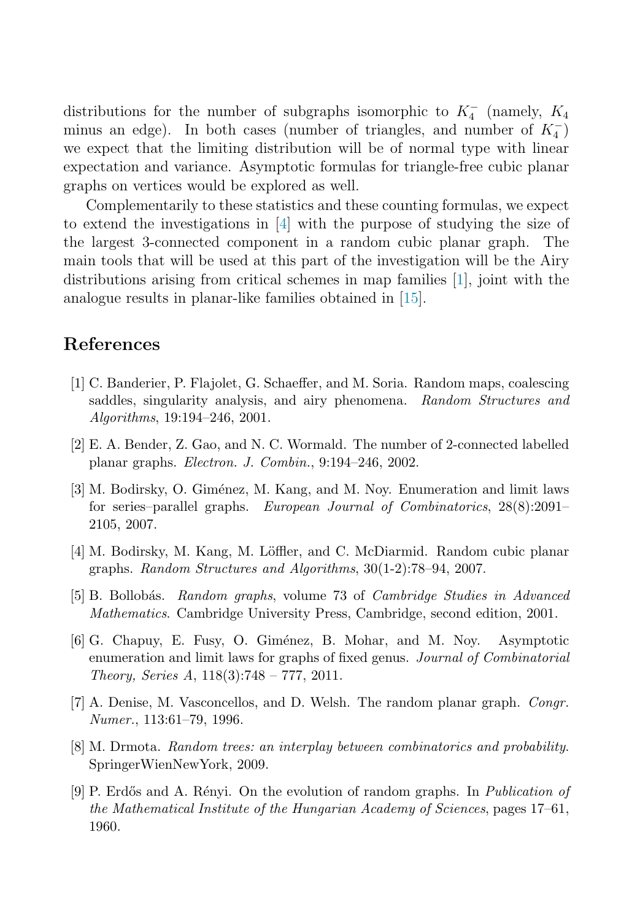distributions for the number of subgraphs isomorphic to $K_4^-$ (namely, $K_4$ minus an edge). In both cases (number of triangles, and number of $K_4^-$) we expect that the limiting distribution will be of normal type with linear expectation and variance. Asymptotic formulas for triangle-free cubic planar graphs on vertices would be explored as well.

Complementarily to these statistics and these counting formulas, we expect to extend the investigations in [4] with the purpose of studying the size of the largest 3-connected component in a random cubic planar graph. The main tools that will be used at this part of the investigation will be the Airy distributions arising from critical schemes in map families [1], joint with the analogue results in planar-like families obtained in [15].

## References

[1] C. Banderier, P. Flajolet, G. Schaeffer, and M. Soria. Random maps, coalescing saddles, singularity analysis, and airy phenomena. *Random Structures and Algorithms*, 19:194–246, 2001.

[2] E. A. Bender, Z. Gao, and N. C. Wormald. The number of 2-connected labelled planar graphs. *Electron. J. Combin.*, 9:194–246, 2002.

[3] M. Bodirsky, O. Giménez, M. Kang, and M. Noy. Enumeration and limit laws for series–parallel graphs. *European Journal of Combinatorics*, 28(8):2091–2105, 2007.

[4] M. Bodirsky, M. Kang, M. Löffler, and C. McDiarmid. Random cubic planar graphs. *Random Structures and Algorithms*, 30(1-2):78–94, 2007.

[5] B. Bollobás. *Random graphs*, volume 73 of *Cambridge Studies in Advanced Mathematics*. Cambridge University Press, Cambridge, second edition, 2001.

[6] G. Chapuy, E. Fusy, O. Giménez, B. Mohar, and M. Noy. Asymptotic enumeration and limit laws for graphs of fixed genus. *Journal of Combinatorial Theory, Series A*, 118(3):748 – 777, 2011.

[7] A. Denise, M. Vasconcellos, and D. Welsh. The random planar graph. *Congr. Numer.*, 113:61–79, 1996.

[8] M. Drmota. *Random trees: an interplay between combinatorics and probability*. SpringerWienNewYork, 2009.

[9] P. Erdős and A. Rényi. On the evolution of random graphs. In *Publication of the Mathematical Institute of the Hungarian Academy of Sciences*, pages 17–61, 1960.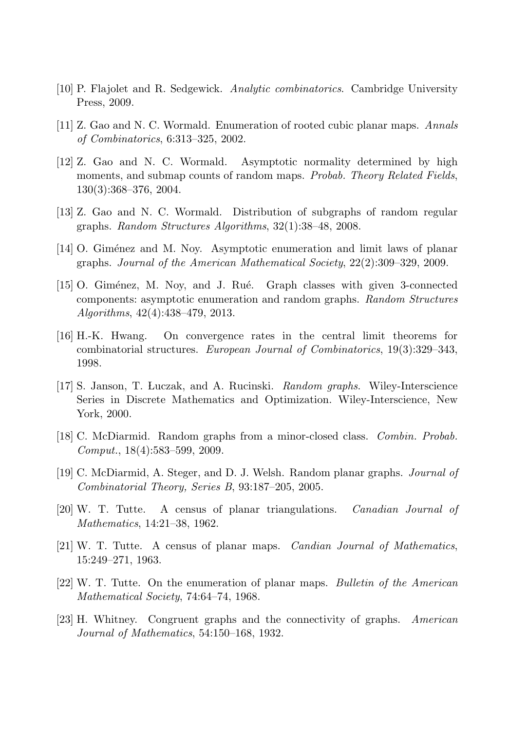[10] P. Flajolet and R. Sedgewick. *Analytic combinatorics*. Cambridge University Press, 2009.

[11] Z. Gao and N. C. Wormald. Enumeration of rooted cubic planar maps. *Annals of Combinatorics*, 6:313–325, 2002.

[12] Z. Gao and N. C. Wormald. Asymptotic normality determined by high moments, and submap counts of random maps. *Probab. Theory Related Fields*, 130(3):368–376, 2004.

[13] Z. Gao and N. C. Wormald. Distribution of subgraphs of random regular graphs. *Random Structures Algorithms*, 32(1):38–48, 2008.

[14] O. Giménez and M. Noy. Asymptotic enumeration and limit laws of planar graphs. *Journal of the American Mathematical Society*, 22(2):309–329, 2009.

[15] O. Giménez, M. Noy, and J. Rué. Graph classes with given 3-connected components: asymptotic enumeration and random graphs. *Random Structures Algorithms*, 42(4):438–479, 2013.

[16] H.-K. Hwang. On convergence rates in the central limit theorems for combinatorial structures. *European Journal of Combinatorics*, 19(3):329–343, 1998.

[17] S. Janson, T. Łuczak, and A. Rucinski. *Random graphs*. Wiley-Interscience Series in Discrete Mathematics and Optimization. Wiley-Interscience, New York, 2000.

[18] C. McDiarmid. Random graphs from a minor-closed class. *Combin. Probab. Comput.*, 18(4):583–599, 2009.

[19] C. McDiarmid, A. Steger, and D. J. Welsh. Random planar graphs. *Journal of Combinatorial Theory, Series B*, 93:187–205, 2005.

[20] W. T. Tutte. A census of planar triangulations. *Canadian Journal of Mathematics*, 14:21–38, 1962.

[21] W. T. Tutte. A census of planar maps. *Candian Journal of Mathematics*, 15:249–271, 1963.

[22] W. T. Tutte. On the enumeration of planar maps. *Bulletin of the American Mathematical Society*, 74:64–74, 1968.

[23] H. Whitney. Congruent graphs and the connectivity of graphs. *American Journal of Mathematics*, 54:150–168, 1932.